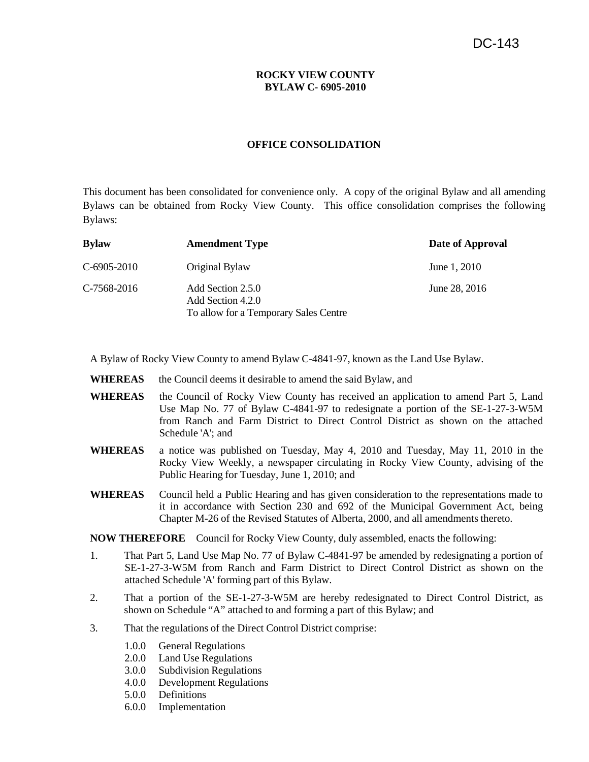DC-143

**ROCKY VIEW COUNTY**
**BYLAW C- 6905-2010**

**OFFICE CONSOLIDATION**

This document has been consolidated for convenience only. A copy of the original Bylaw and all amending Bylaws can be obtained from Rocky View County. This office consolidation comprises the following Bylaws:

| Bylaw | Amendment Type | Date of Approval |
|---|---|---|
| C-6905-2010 | Original Bylaw | June 1, 2010 |
| C-7568-2016 | Add Section 2.5.0<br>Add Section 4.2.0<br>To allow for a Temporary Sales Centre | June 28, 2016 |

A Bylaw of Rocky View County to amend Bylaw C-4841-97, known as the Land Use Bylaw.

**WHEREAS** the Council deems it desirable to amend the said Bylaw, and

**WHEREAS** the Council of Rocky View County has received an application to amend Part 5, Land Use Map No. 77 of Bylaw C-4841-97 to redesignate a portion of the SE-1-27-3-W5M from Ranch and Farm District to Direct Control District as shown on the attached Schedule 'A'; and

**WHEREAS** a notice was published on Tuesday, May 4, 2010 and Tuesday, May 11, 2010 in the Rocky View Weekly, a newspaper circulating in Rocky View County, advising of the Public Hearing for Tuesday, June 1, 2010; and

**WHEREAS** Council held a Public Hearing and has given consideration to the representations made to it in accordance with Section 230 and 692 of the Municipal Government Act, being Chapter M-26 of the Revised Statutes of Alberta, 2000, and all amendments thereto.

**NOW THEREFORE** Council for Rocky View County, duly assembled, enacts the following:

1. That Part 5, Land Use Map No. 77 of Bylaw C-4841-97 be amended by redesignating a portion of SE-1-27-3-W5M from Ranch and Farm District to Direct Control District as shown on the attached Schedule 'A' forming part of this Bylaw.

2. That a portion of the SE-1-27-3-W5M are hereby redesignated to Direct Control District, as shown on Schedule "A" attached to and forming a part of this Bylaw; and

3. That the regulations of the Direct Control District comprise:

   1.0.0 General Regulations
   2.0.0 Land Use Regulations
   3.0.0 Subdivision Regulations
   4.0.0 Development Regulations
   5.0.0 Definitions
   6.0.0 Implementation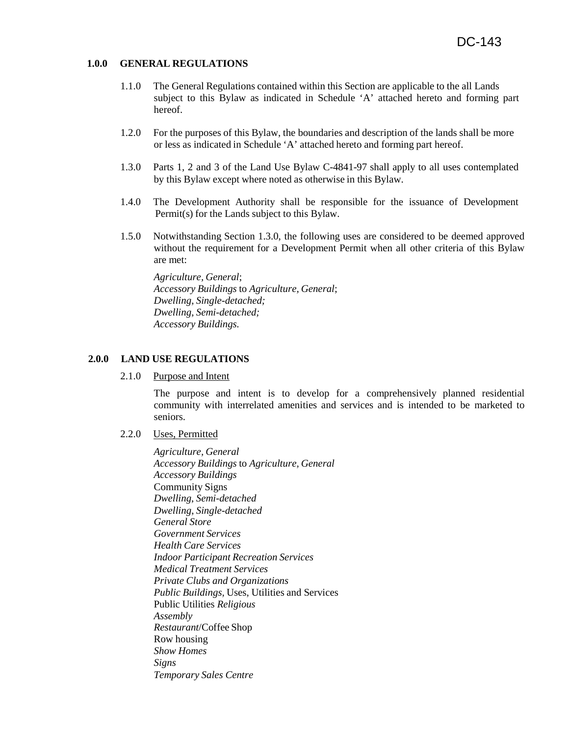## 1.0.0 GENERAL REGULATIONS

1.1.0 The General Regulations contained within this Section are applicable to the all Lands subject to this Bylaw as indicated in Schedule 'A' attached hereto and forming part hereof.

1.2.0 For the purposes of this Bylaw, the boundaries and description of the lands shall be more or less as indicated in Schedule 'A' attached hereto and forming part hereof.

1.3.0 Parts 1, 2 and 3 of the Land Use Bylaw C-4841-97 shall apply to all uses contemplated by this Bylaw except where noted as otherwise in this Bylaw.

1.4.0 The Development Authority shall be responsible for the issuance of Development Permit(s) for the Lands subject to this Bylaw.

1.5.0 Notwithstanding Section 1.3.0, the following uses are considered to be deemed approved without the requirement for a Development Permit when all other criteria of this Bylaw are met:

*Agriculture, General*;
*Accessory Buildings* to *Agriculture, General*;
*Dwelling, Single-detached;*
*Dwelling, Semi-detached;*
*Accessory Buildings.*

## 2.0.0 LAND USE REGULATIONS

2.1.0 Purpose and Intent

The purpose and intent is to develop for a comprehensively planned residential community with interrelated amenities and services and is intended to be marketed to seniors.

2.2.0 Uses, Permitted

*Agriculture, General*
*Accessory Buildings* to *Agriculture, General*
*Accessory Buildings*
Community Signs
*Dwelling, Semi-detached*
*Dwelling, Single-detached*
*General Store*
*Government Services*
*Health Care Services*
*Indoor Participant Recreation Services*
*Medical Treatment Services*
*Private Clubs and Organizations*
*Public Buildings,* Uses, Utilities and Services
Public Utilities *Religious Assembly*
*Restaurant*/Coffee Shop
Row housing
*Show Homes*
*Signs*
*Temporary Sales Centre*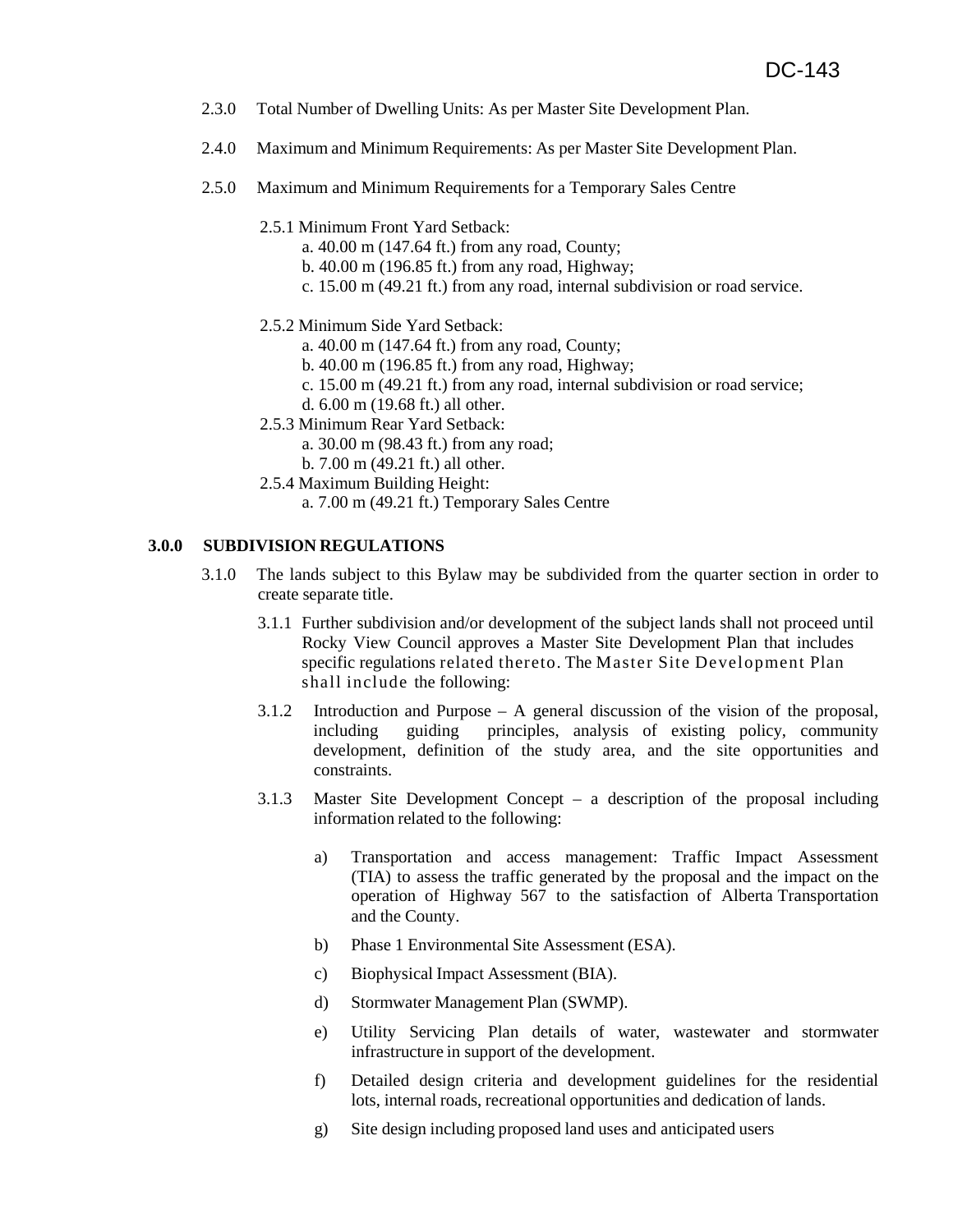DC-143

2.3.0 Total Number of Dwelling Units: As per Master Site Development Plan.

2.4.0 Maximum and Minimum Requirements: As per Master Site Development Plan.

2.5.0 Maximum and Minimum Requirements for a Temporary Sales Centre

2.5.1 Minimum Front Yard Setback:

a. 40.00 m (147.64 ft.) from any road, County;
b. 40.00 m (196.85 ft.) from any road, Highway;
c. 15.00 m (49.21 ft.) from any road, internal subdivision or road service.

2.5.2 Minimum Side Yard Setback:

a. 40.00 m (147.64 ft.) from any road, County;
b. 40.00 m (196.85 ft.) from any road, Highway;
c. 15.00 m (49.21 ft.) from any road, internal subdivision or road service;
d. 6.00 m (19.68 ft.) all other.

2.5.3 Minimum Rear Yard Setback:

a. 30.00 m (98.43 ft.) from any road;
b. 7.00 m (49.21 ft.) all other.

2.5.4 Maximum Building Height:

a. 7.00 m (49.21 ft.) Temporary Sales Centre

## 3.0.0 SUBDIVISION REGULATIONS

3.1.0 The lands subject to this Bylaw may be subdivided from the quarter section in order to create separate title.

3.1.1 Further subdivision and/or development of the subject lands shall not proceed until Rocky View Council approves a Master Site Development Plan that includes specific regulations related thereto. The Master Site Development Plan shall include the following:

3.1.2 Introduction and Purpose – A general discussion of the vision of the proposal, including guiding principles, analysis of existing policy, community development, definition of the study area, and the site opportunities and constraints.

3.1.3 Master Site Development Concept – a description of the proposal including information related to the following:

a) Transportation and access management: Traffic Impact Assessment (TIA) to assess the traffic generated by the proposal and the impact on the operation of Highway 567 to the satisfaction of Alberta Transportation and the County.

b) Phase 1 Environmental Site Assessment (ESA).

c) Biophysical Impact Assessment (BIA).

d) Stormwater Management Plan (SWMP).

e) Utility Servicing Plan details of water, wastewater and stormwater infrastructure in support of the development.

f) Detailed design criteria and development guidelines for the residential lots, internal roads, recreational opportunities and dedication of lands.

g) Site design including proposed land uses and anticipated users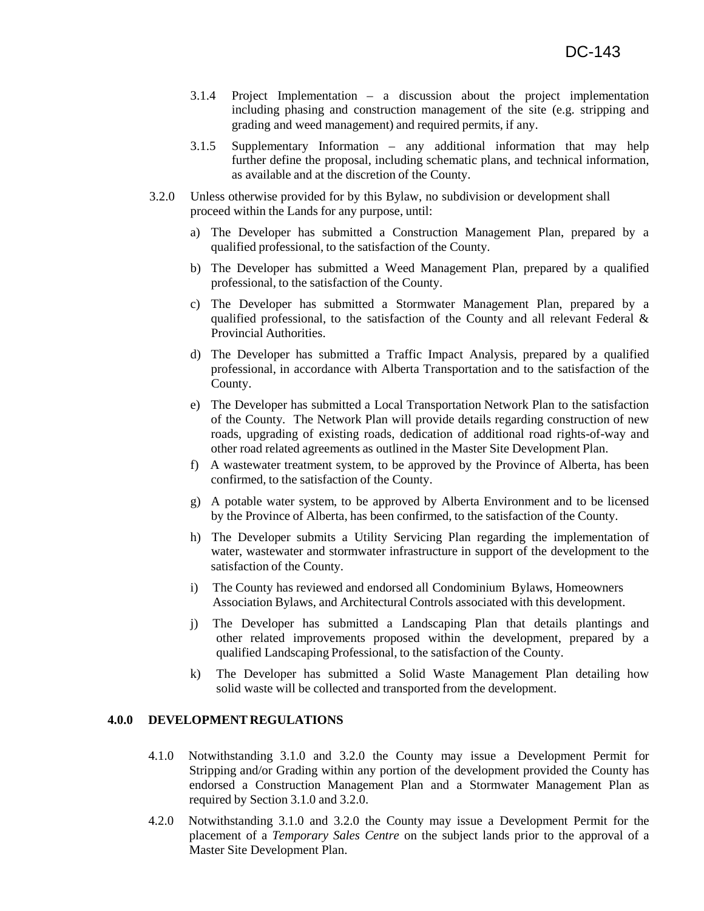3.1.4 Project Implementation – a discussion about the project implementation including phasing and construction management of the site (e.g. stripping and grading and weed management) and required permits, if any.

3.1.5 Supplementary Information – any additional information that may help further define the proposal, including schematic plans, and technical information, as available and at the discretion of the County.

3.2.0 Unless otherwise provided for by this Bylaw, no subdivision or development shall proceed within the Lands for any purpose, until:

a) The Developer has submitted a Construction Management Plan, prepared by a qualified professional, to the satisfaction of the County.

b) The Developer has submitted a Weed Management Plan, prepared by a qualified professional, to the satisfaction of the County.

c) The Developer has submitted a Stormwater Management Plan, prepared by a qualified professional, to the satisfaction of the County and all relevant Federal & Provincial Authorities.

d) The Developer has submitted a Traffic Impact Analysis, prepared by a qualified professional, in accordance with Alberta Transportation and to the satisfaction of the County.

e) The Developer has submitted a Local Transportation Network Plan to the satisfaction of the County. The Network Plan will provide details regarding construction of new roads, upgrading of existing roads, dedication of additional road rights-of-way and other road related agreements as outlined in the Master Site Development Plan.

f) A wastewater treatment system, to be approved by the Province of Alberta, has been confirmed, to the satisfaction of the County.

g) A potable water system, to be approved by Alberta Environment and to be licensed by the Province of Alberta, has been confirmed, to the satisfaction of the County.

h) The Developer submits a Utility Servicing Plan regarding the implementation of water, wastewater and stormwater infrastructure in support of the development to the satisfaction of the County.

i) The County has reviewed and endorsed all Condominium Bylaws, Homeowners Association Bylaws, and Architectural Controls associated with this development.

j) The Developer has submitted a Landscaping Plan that details plantings and other related improvements proposed within the development, prepared by a qualified Landscaping Professional, to the satisfaction of the County.

k) The Developer has submitted a Solid Waste Management Plan detailing how solid waste will be collected and transported from the development.

## 4.0.0 DEVELOPMENT REGULATIONS

4.1.0 Notwithstanding 3.1.0 and 3.2.0 the County may issue a Development Permit for Stripping and/or Grading within any portion of the development provided the County has endorsed a Construction Management Plan and a Stormwater Management Plan as required by Section 3.1.0 and 3.2.0.

4.2.0 Notwithstanding 3.1.0 and 3.2.0 the County may issue a Development Permit for the placement of a *Temporary Sales Centre* on the subject lands prior to the approval of a Master Site Development Plan.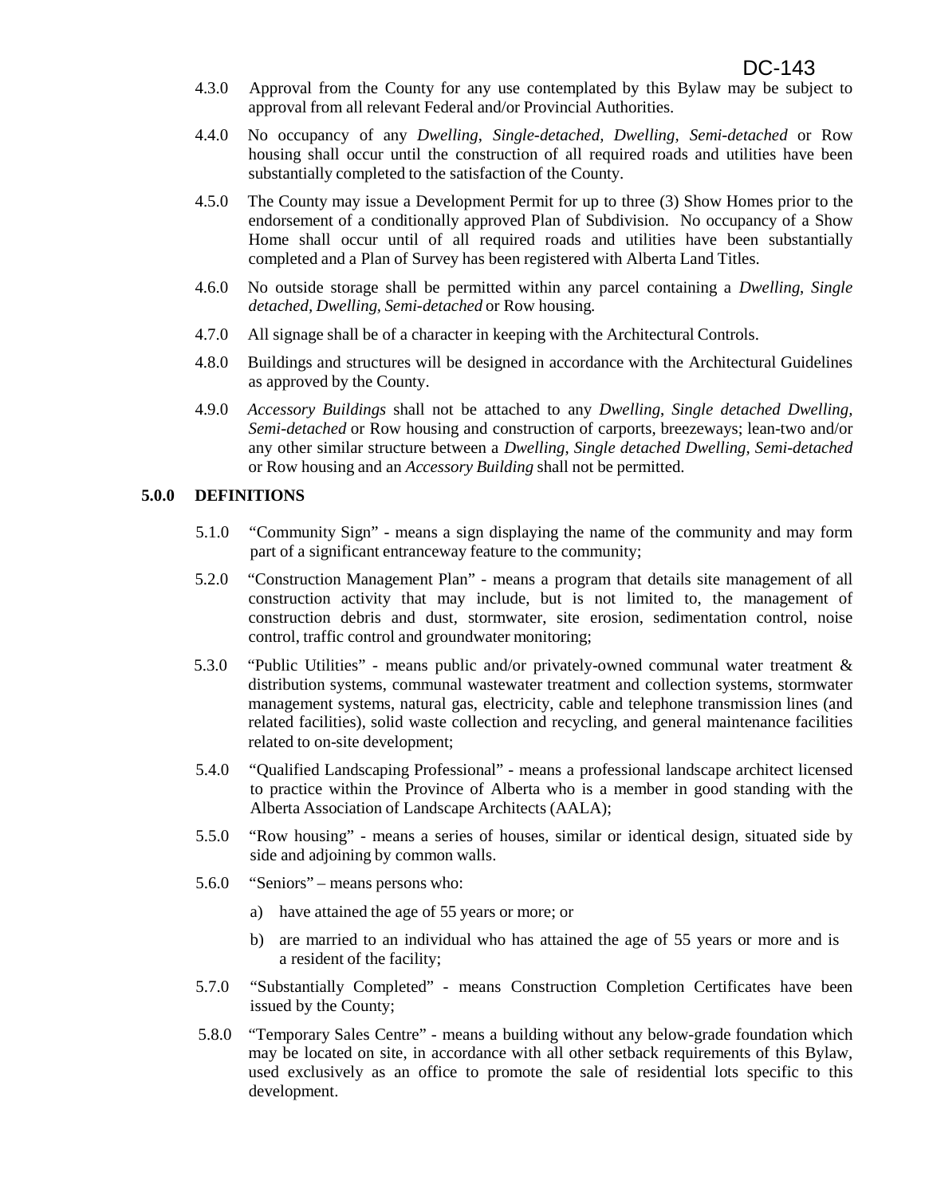4.3.0 Approval from the County for any use contemplated by this Bylaw may be subject to approval from all relevant Federal and/or Provincial Authorities.

4.4.0 No occupancy of any *Dwelling, Single-detached, Dwelling, Semi-detached* or Row housing shall occur until the construction of all required roads and utilities have been substantially completed to the satisfaction of the County.

4.5.0 The County may issue a Development Permit for up to three (3) Show Homes prior to the endorsement of a conditionally approved Plan of Subdivision. No occupancy of a Show Home shall occur until of all required roads and utilities have been substantially completed and a Plan of Survey has been registered with Alberta Land Titles.

4.6.0 No outside storage shall be permitted within any parcel containing a *Dwelling, Single detached, Dwelling, Semi-detached* or Row housing.

4.7.0 All signage shall be of a character in keeping with the Architectural Controls.

4.8.0 Buildings and structures will be designed in accordance with the Architectural Guidelines as approved by the County.

4.9.0 *Accessory Buildings* shall not be attached to any *Dwelling, Single detached Dwelling, Semi-detached* or Row housing and construction of carports, breezeways; lean-two and/or any other similar structure between a *Dwelling, Single detached Dwelling, Semi-detached* or Row housing and an *Accessory Building* shall not be permitted.

## 5.0.0 DEFINITIONS

5.1.0 "Community Sign" - means a sign displaying the name of the community and may form part of a significant entranceway feature to the community;

5.2.0 "Construction Management Plan" - means a program that details site management of all construction activity that may include, but is not limited to, the management of construction debris and dust, stormwater, site erosion, sedimentation control, noise control, traffic control and groundwater monitoring;

5.3.0 "Public Utilities" - means public and/or privately-owned communal water treatment & distribution systems, communal wastewater treatment and collection systems, stormwater management systems, natural gas, electricity, cable and telephone transmission lines (and related facilities), solid waste collection and recycling, and general maintenance facilities related to on-site development;

5.4.0 "Qualified Landscaping Professional" - means a professional landscape architect licensed to practice within the Province of Alberta who is a member in good standing with the Alberta Association of Landscape Architects (AALA);

5.5.0 "Row housing" - means a series of houses, similar or identical design, situated side by side and adjoining by common walls.

5.6.0 "Seniors" – means persons who:

a) have attained the age of 55 years or more; or

b) are married to an individual who has attained the age of 55 years or more and is a resident of the facility;

5.7.0 "Substantially Completed" - means Construction Completion Certificates have been issued by the County;

5.8.0 "Temporary Sales Centre" - means a building without any below-grade foundation which may be located on site, in accordance with all other setback requirements of this Bylaw, used exclusively as an office to promote the sale of residential lots specific to this development.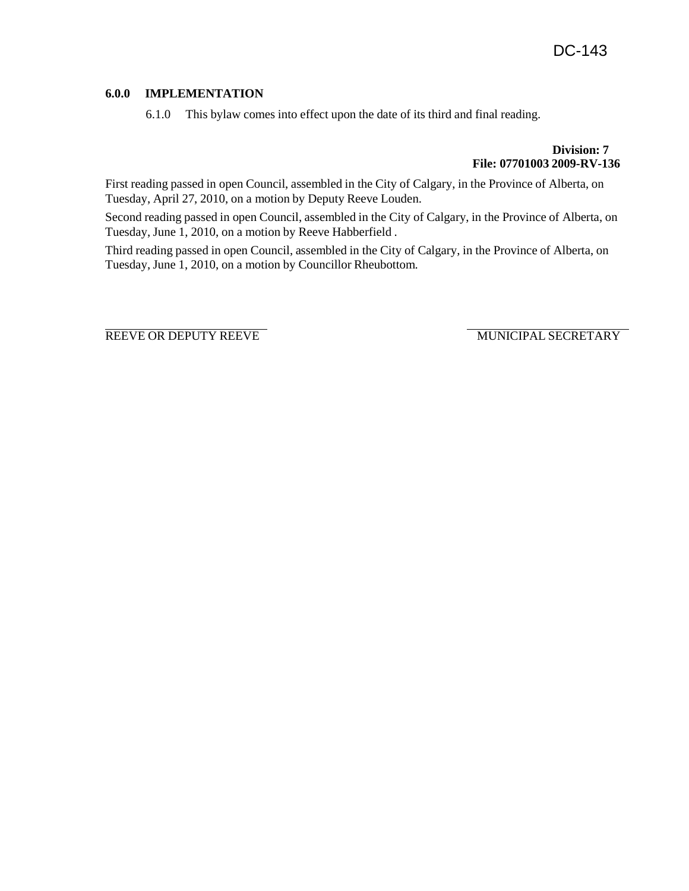DC-143

### 6.0.0 IMPLEMENTATION

6.1.0 This bylaw comes into effect upon the date of its third and final reading.

**Division: 7**
**File: 07701003 2009-RV-136**

First reading passed in open Council, assembled in the City of Calgary, in the Province of Alberta, on Tuesday, April 27, 2010, on a motion by Deputy Reeve Louden.

Second reading passed in open Council, assembled in the City of Calgary, in the Province of Alberta, on Tuesday, June 1, 2010, on a motion by Reeve Habberfield .

Third reading passed in open Council, assembled in the City of Calgary, in the Province of Alberta, on Tuesday, June 1, 2010, on a motion by Councillor Rheubottom.

REEVE OR DEPUTY REEVE

MUNICIPAL SECRETARY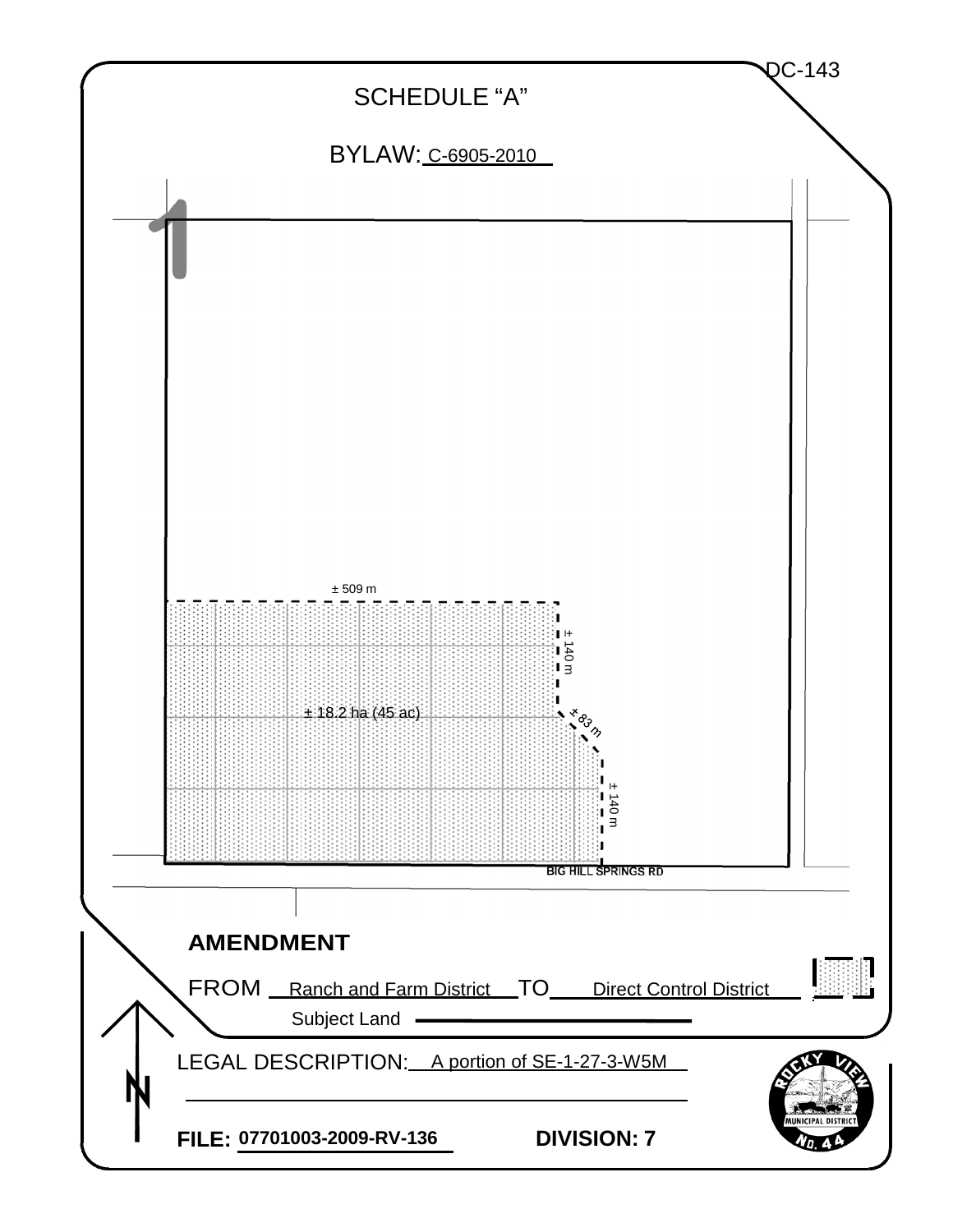DC-143

# SCHEDULE "A"

BYLAW: C-6905-2010

1

± 509 m

± 140 m

± 18.2 ha (45 ac)

± 83 m

± 140 m

BIG HILL SPRINGS RD

## AMENDMENT

FROM Ranch and Farm District TO Direct Control District

Subject Land

LEGAL DESCRIPTION: A portion of SE-1-27-3-W5M

**FILE:** 07701003-2009-RV-136 **DIVISION: 7**

ROCKY VIEW MUNICIPAL DISTRICT No. 44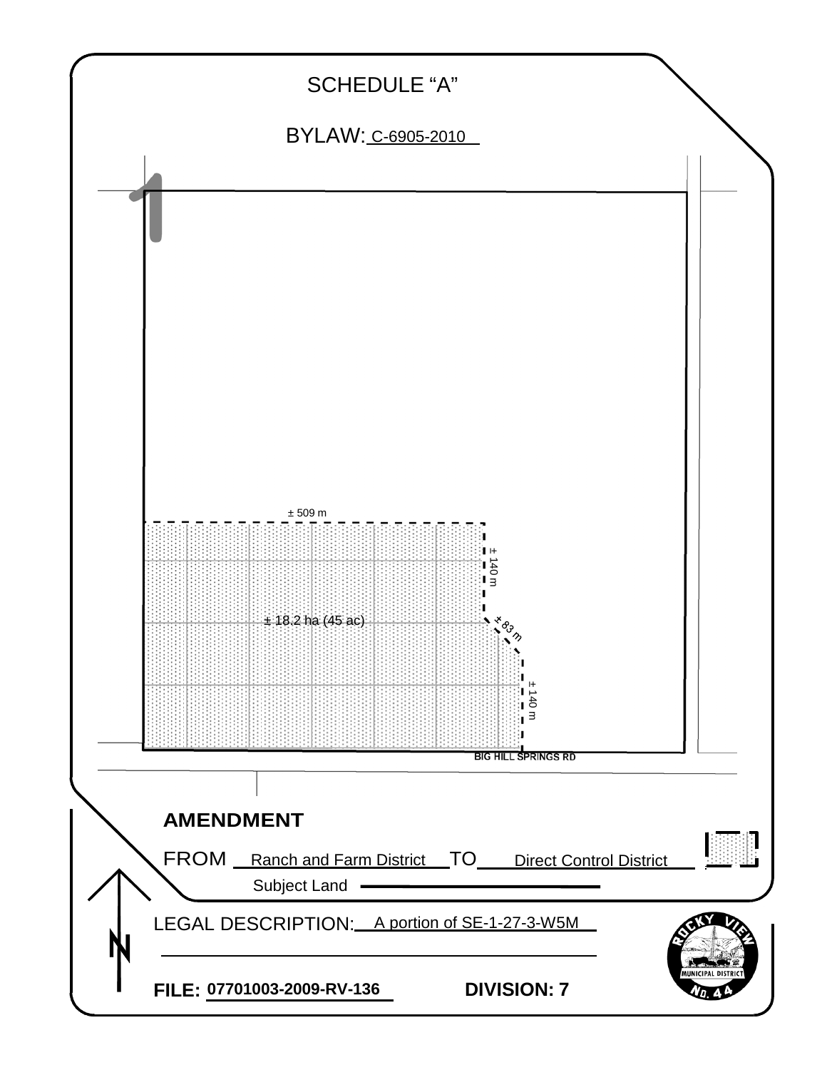# SCHEDULE "A"

BYLAW: C-6905-2010

1

± 509 m

± 140 m

± 83 m

± 140 m

± 18.2 ha (45 ac)

BIG HILL SPRINGS RD

**AMENDMENT**

FROM Ranch and Farm District TO Direct Control District

Subject Land

LEGAL DESCRIPTION: A portion of SE-1-27-3-W5M

**FILE:** 07701003-2009-RV-136 **DIVISION: 7**

ROCKY VIEW MUNICIPAL DISTRICT No. 44